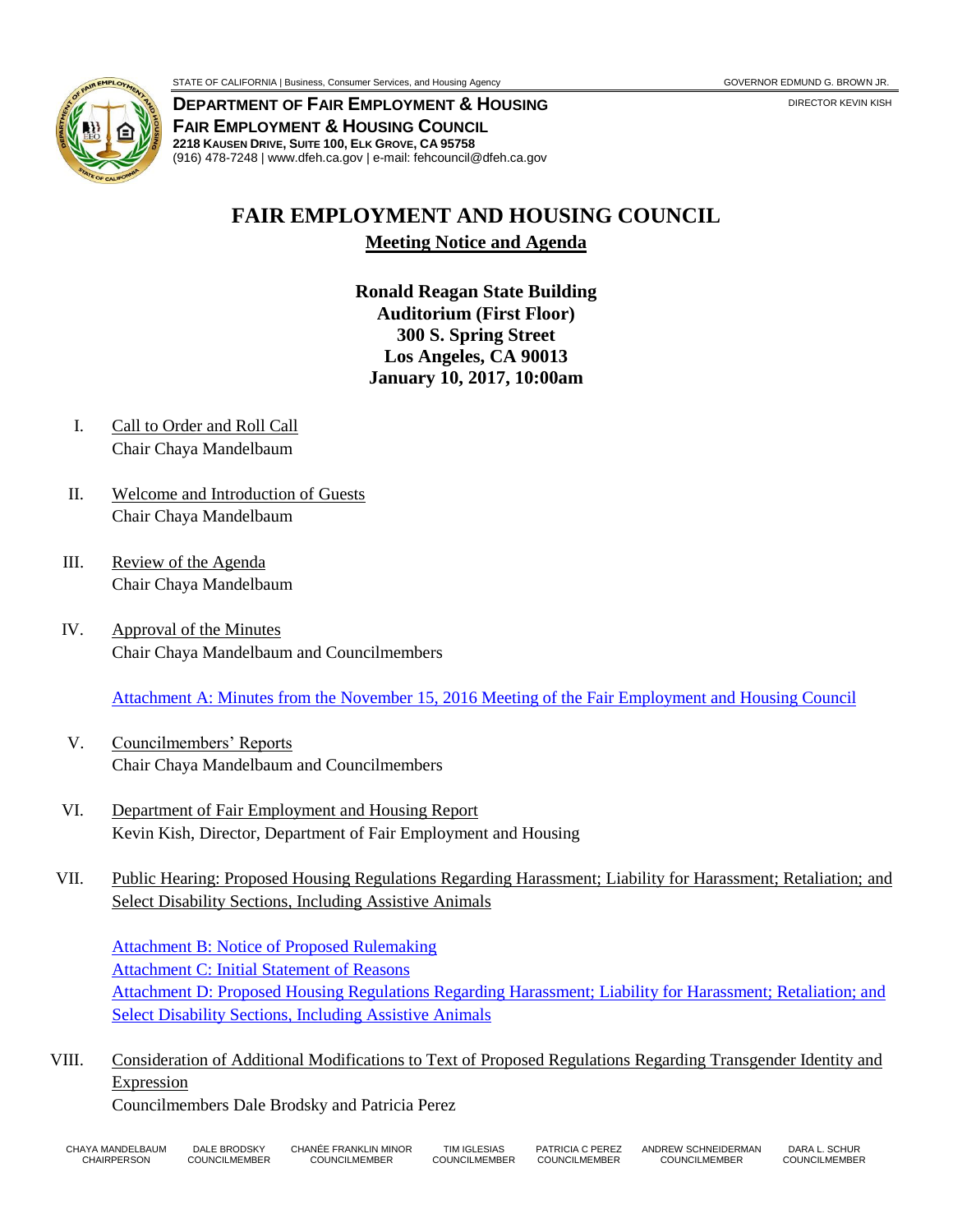STATE OF CALIFORNIA | Business, Consumer Services, and Housing Agency — GOVERNOR EDMUND G. BROWN JR.

**DEPARTMENT OF FAIR EMPLOYMENT & HOUSING**
**FAIR EMPLOYMENT & HOUSING COUNCIL**
**2218 KAUSEN DRIVE, SUITE 100, ELK GROVE, CA 95758**
(916) 478-7248 | www.dfeh.ca.gov | e-mail: fehcouncil@dfeh.ca.gov

DIRECTOR KEVIN KISH

# FAIR EMPLOYMENT AND HOUSING COUNCIL

## Meeting Notice and Agenda

**Ronald Reagan State Building**
**Auditorium (First Floor)**
**300 S. Spring Street**
**Los Angeles, CA 90013**
**January 10, 2017, 10:00am**

I. Call to Order and Roll Call
Chair Chaya Mandelbaum

II. Welcome and Introduction of Guests
Chair Chaya Mandelbaum

III. Review of the Agenda
Chair Chaya Mandelbaum

IV. Approval of the Minutes
Chair Chaya Mandelbaum and Councilmembers

Attachment A: Minutes from the November 15, 2016 Meeting of the Fair Employment and Housing Council

V. Councilmembers' Reports
Chair Chaya Mandelbaum and Councilmembers

VI. Department of Fair Employment and Housing Report
Kevin Kish, Director, Department of Fair Employment and Housing

VII. Public Hearing: Proposed Housing Regulations Regarding Harassment; Liability for Harassment; Retaliation; and Select Disability Sections, Including Assistive Animals

Attachment B: Notice of Proposed Rulemaking
Attachment C: Initial Statement of Reasons
Attachment D: Proposed Housing Regulations Regarding Harassment; Liability for Harassment; Retaliation; and Select Disability Sections, Including Assistive Animals

VIII. Consideration of Additional Modifications to Text of Proposed Regulations Regarding Transgender Identity and Expression
Councilmembers Dale Brodsky and Patricia Perez

CHAYA MANDELBAUM, CHAIRPERSON | DALE BRODSKY, COUNCILMEMBER | CHANÉE FRANKLIN MINOR, COUNCILMEMBER | TIM IGLESIAS, COUNCILMEMBER | PATRICIA C PEREZ, COUNCILMEMBER | ANDREW SCHNEIDERMAN, COUNCILMEMBER | DARA L. SCHUR, COUNCILMEMBER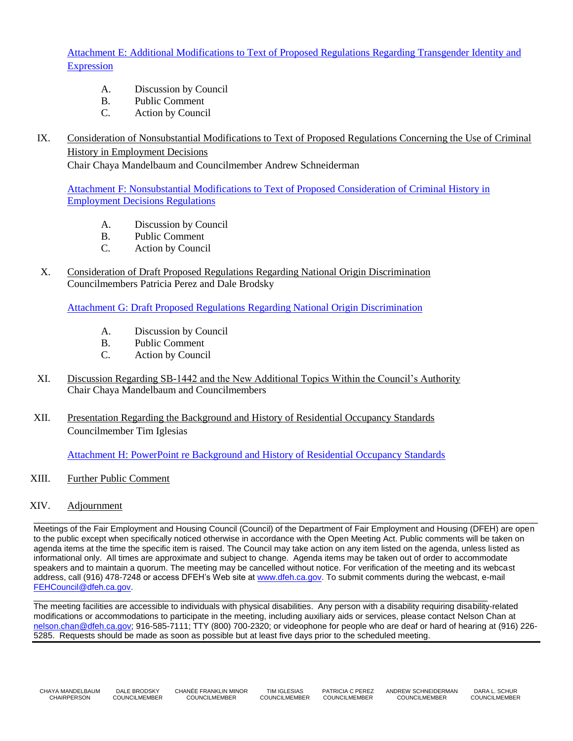Attachment E: Additional Modifications to Text of Proposed Regulations Regarding Transgender Identity and Expression

A. Discussion by Council
B. Public Comment
C. Action by Council

IX. Consideration of Nonsubstantial Modifications to Text of Proposed Regulations Concerning the Use of Criminal History in Employment Decisions
Chair Chaya Mandelbaum and Councilmember Andrew Schneiderman

Attachment F: Nonsubstantial Modifications to Text of Proposed Consideration of Criminal History in Employment Decisions Regulations

A. Discussion by Council
B. Public Comment
C. Action by Council

X. Consideration of Draft Proposed Regulations Regarding National Origin Discrimination
Councilmembers Patricia Perez and Dale Brodsky

Attachment G: Draft Proposed Regulations Regarding National Origin Discrimination

A. Discussion by Council
B. Public Comment
C. Action by Council

XI. Discussion Regarding SB-1442 and the New Additional Topics Within the Council's Authority
Chair Chaya Mandelbaum and Councilmembers

XII. Presentation Regarding the Background and History of Residential Occupancy Standards
Councilmember Tim Iglesias

Attachment H: PowerPoint re Background and History of Residential Occupancy Standards

XIII. Further Public Comment

XIV. Adjournment

---

Meetings of the Fair Employment and Housing Council (Council) of the Department of Fair Employment and Housing (DFEH) are open to the public except when specifically noticed otherwise in accordance with the Open Meeting Act. Public comments will be taken on agenda items at the time the specific item is raised. The Council may take action on any item listed on the agenda, unless listed as informational only. All times are approximate and subject to change. Agenda items may be taken out of order to accommodate speakers and to maintain a quorum. The meeting may be cancelled without notice. For verification of the meeting and its webcast address, call (916) 478-7248 or access DFEH's Web site at www.dfeh.ca.gov. To submit comments during the webcast, e-mail FEHCouncil@dfeh.ca.gov.

---

The meeting facilities are accessible to individuals with physical disabilities. Any person with a disability requiring disability-related modifications or accommodations to participate in the meeting, including auxiliary aids or services, please contact Nelson Chan at nelson.chan@dfeh.ca.gov; 916-585-7111; TTY (800) 700-2320; or videophone for people who are deaf or hard of hearing at (916) 226-5285. Requests should be made as soon as possible but at least five days prior to the scheduled meeting.

CHAYA MANDELBAUM, CHAIRPERSON | DALE BRODSKY, COUNCILMEMBER | CHANÉE FRANKLIN MINOR, COUNCILMEMBER | TIM IGLESIAS, COUNCILMEMBER | PATRICIA C PEREZ, COUNCILMEMBER | ANDREW SCHNEIDERMAN, COUNCILMEMBER | DARA L. SCHUR, COUNCILMEMBER